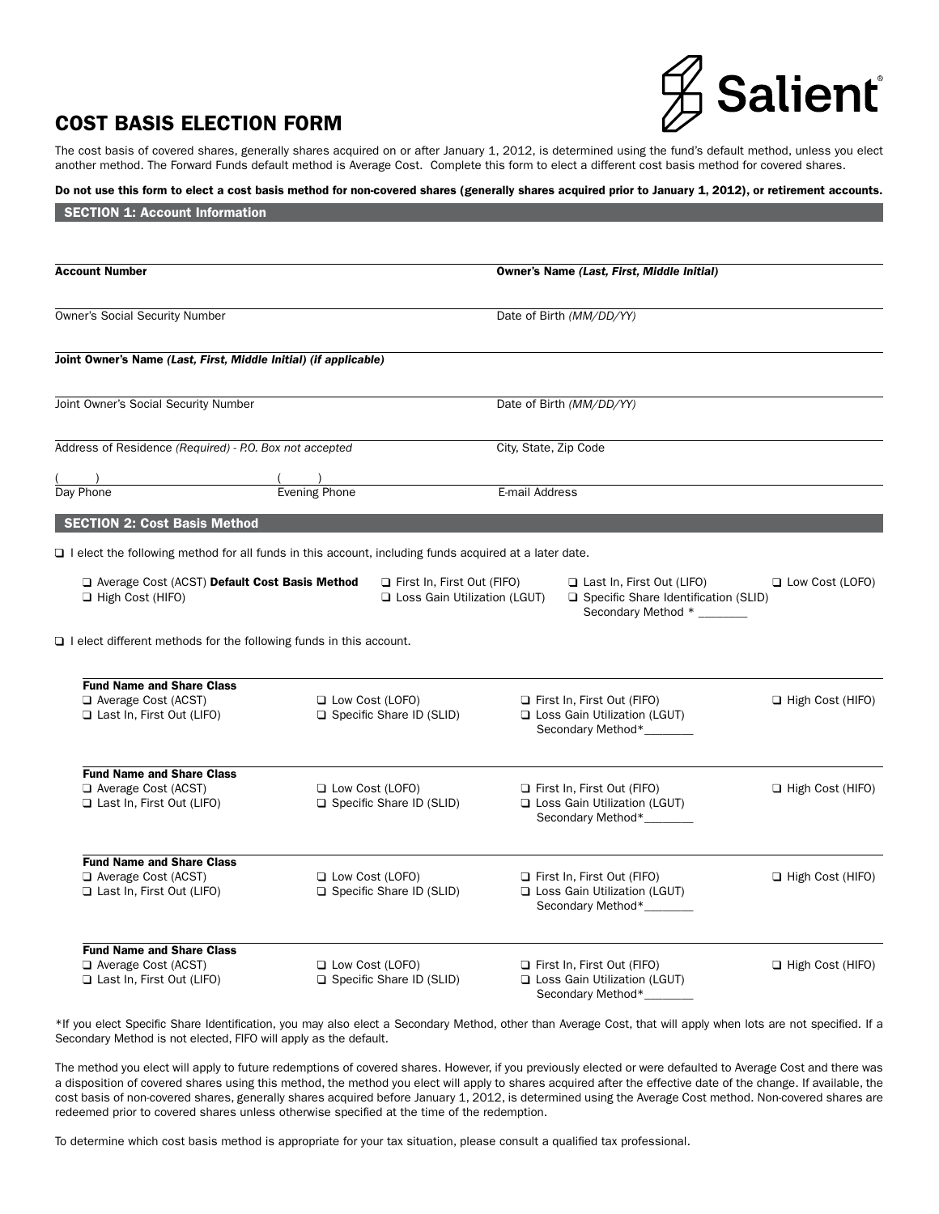Salient®

# COST BASIS ELECTION FORM

The cost basis of covered shares, generally shares acquired on or after January 1, 2012, is determined using the fund's default method, unless you elect another method. The Forward Funds default method is Average Cost. Complete this form to elect a different cost basis method for covered shares.

**Do not use this form to elect a cost basis method for non-covered shares (generally shares acquired prior to January 1, 2012), or retirement accounts.**

## SECTION 1: Account Information

**Account Number** ____________________ **Owner's Name *(Last, First, Middle Initial)*** ____________________

Owner's Social Security Number ____________________ Date of Birth *(MM/DD/YY)* ____________________

**Joint Owner's Name *(Last, First, Middle Initial) (if applicable)*** ____________________

Joint Owner's Social Security Number ____________________ Date of Birth *(MM/DD/YY)* ____________________

Address of Residence *(Required) - P.O. Box not accepted* ____________________ City, State, Zip Code ____________________

(     ) ____________ Day Phone (     ) ____________ Evening Phone ____________________ E-mail Address

## SECTION 2: Cost Basis Method

❑ I elect the following method for all funds in this account, including funds acquired at a later date.

- ❑ Average Cost (ACST) **Default Cost Basis Method**
- ❑ First In, First Out (FIFO)
- ❑ Last In, First Out (LIFO)
- ❑ Low Cost (LOFO)
- ❑ High Cost (HIFO)
- ❑ Loss Gain Utilization (LGUT)
- ❑ Specific Share Identification (SLID) Secondary Method * ________

❑ I elect different methods for the following funds in this account.

**Fund Name and Share Class** ____________________

- ❑ Average Cost (ACST)
- ❑ Low Cost (LOFO)
- ❑ First In, First Out (FIFO)
- ❑ High Cost (HIFO)
- ❑ Last In, First Out (LIFO)
- ❑ Specific Share ID (SLID)
- ❑ Loss Gain Utilization (LGUT) Secondary Method*________

**Fund Name and Share Class** ____________________

- ❑ Average Cost (ACST)
- ❑ Low Cost (LOFO)
- ❑ First In, First Out (FIFO)
- ❑ High Cost (HIFO)
- ❑ Last In, First Out (LIFO)
- ❑ Specific Share ID (SLID)
- ❑ Loss Gain Utilization (LGUT) Secondary Method*________

**Fund Name and Share Class** ____________________

- ❑ Average Cost (ACST)
- ❑ Low Cost (LOFO)
- ❑ First In, First Out (FIFO)
- ❑ High Cost (HIFO)
- ❑ Last In, First Out (LIFO)
- ❑ Specific Share ID (SLID)
- ❑ Loss Gain Utilization (LGUT) Secondary Method*________

**Fund Name and Share Class** ____________________

- ❑ Average Cost (ACST)
- ❑ Low Cost (LOFO)
- ❑ First In, First Out (FIFO)
- ❑ High Cost (HIFO)
- ❑ Last In, First Out (LIFO)
- ❑ Specific Share ID (SLID)
- ❑ Loss Gain Utilization (LGUT) Secondary Method*________

*If you elect Specific Share Identification, you may also elect a Secondary Method, other than Average Cost, that will apply when lots are not specified. If a Secondary Method is not elected, FIFO will apply as the default.

The method you elect will apply to future redemptions of covered shares. However, if you previously elected or were defaulted to Average Cost and there was a disposition of covered shares using this method, the method you elect will apply to shares acquired after the effective date of the change. If available, the cost basis of non-covered shares, generally shares acquired before January 1, 2012, is determined using the Average Cost method. Non-covered shares are redeemed prior to covered shares unless otherwise specified at the time of the redemption.

To determine which cost basis method is appropriate for your tax situation, please consult a qualified tax professional.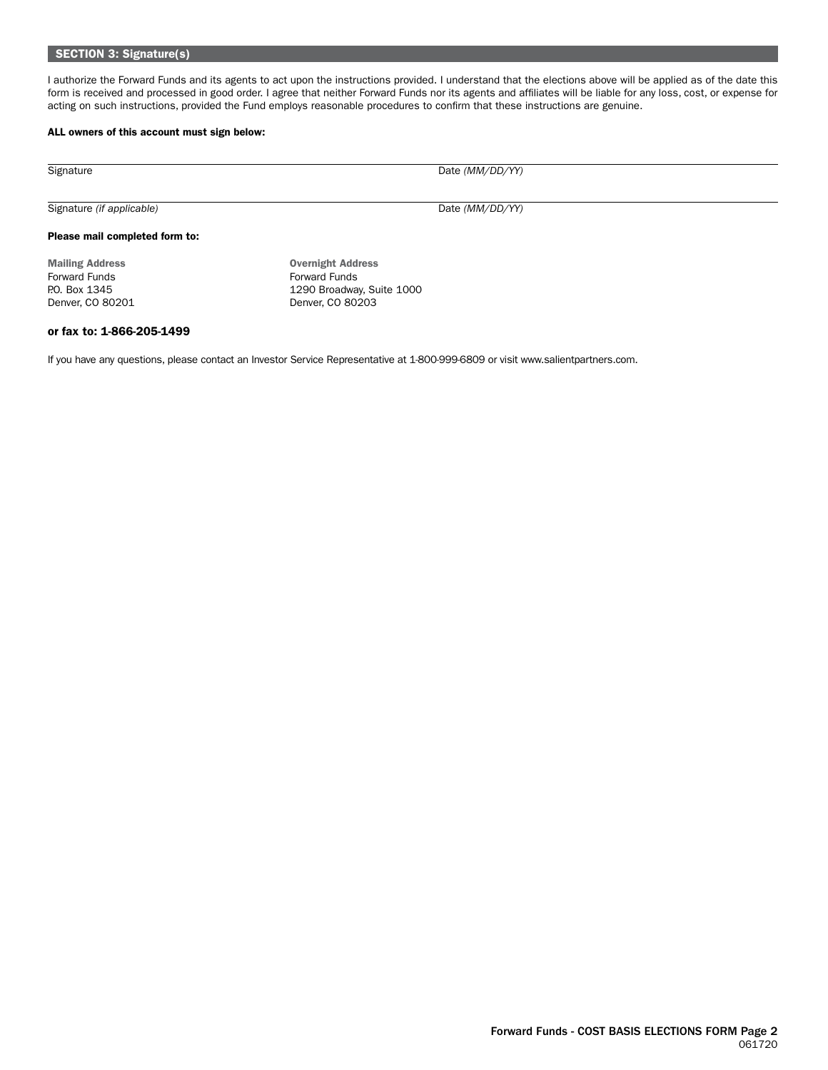## SECTION 3: Signature(s)

I authorize the Forward Funds and its agents to act upon the instructions provided. I understand that the elections above will be applied as of the date this form is received and processed in good order. I agree that neither Forward Funds nor its agents and affiliates will be liable for any loss, cost, or expense for acting on such instructions, provided the Fund employs reasonable procedures to confirm that these instructions are genuine.

**ALL owners of this account must sign below:**

Signature ______________________________ Date *(MM/DD/YY)* ______________________________

Signature *(if applicable)* ______________________________ Date *(MM/DD/YY)* ______________________________

**Please mail completed form to:**

**Mailing Address**
Forward Funds
P.O. Box 1345
Denver, CO 80201

**Overnight Address**
Forward Funds
1290 Broadway, Suite 1000
Denver, CO 80203

**or fax to: 1-866-205-1499**

If you have any questions, please contact an Investor Service Representative at 1-800-999-6809 or visit www.salientpartners.com.

061720